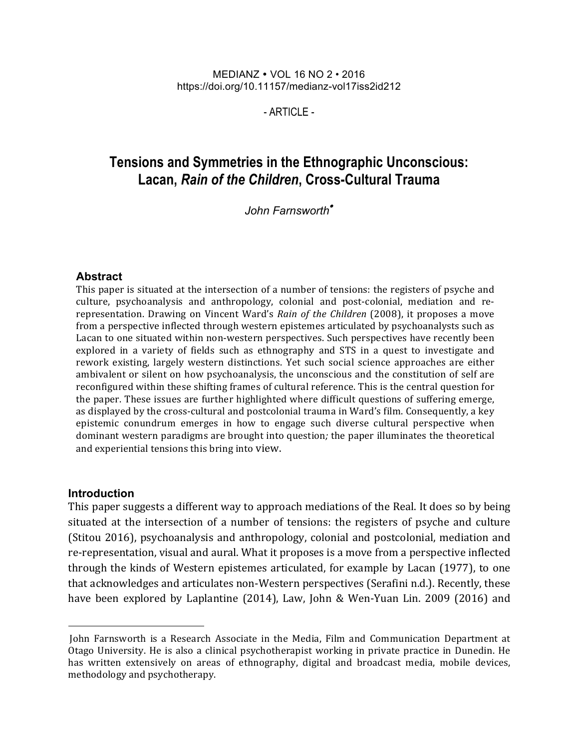MEDIANZ • VOL 16 NO 2 • 2016
https://doi.org/10.11157/medianz-vol17iss2id212

- ARTICLE -

# Tensions and Symmetries in the Ethnographic Unconscious: Lacan, *Rain of the Children*, Cross-Cultural Trauma

*John Farnsworth*•

## Abstract

This paper is situated at the intersection of a number of tensions: the registers of psyche and culture, psychoanalysis and anthropology, colonial and post-colonial, mediation and re-representation. Drawing on Vincent Ward's *Rain of the Children* (2008), it proposes a move from a perspective inflected through western epistemes articulated by psychoanalysts such as Lacan to one situated within non-western perspectives. Such perspectives have recently been explored in a variety of fields such as ethnography and STS in a quest to investigate and rework existing, largely western distinctions. Yet such social science approaches are either ambivalent or silent on how psychoanalysis, the unconscious and the constitution of self are reconfigured within these shifting frames of cultural reference. This is the central question for the paper. These issues are further highlighted where difficult questions of suffering emerge, as displayed by the cross-cultural and postcolonial trauma in Ward's film. Consequently, a key epistemic conundrum emerges in how to engage such diverse cultural perspective when dominant western paradigms are brought into question*;* the paper illuminates the theoretical and experiential tensions this bring into view.

## Introduction

This paper suggests a different way to approach mediations of the Real. It does so by being situated at the intersection of a number of tensions: the registers of psyche and culture (Stitou 2016), psychoanalysis and anthropology, colonial and postcolonial, mediation and re-representation, visual and aural. What it proposes is a move from a perspective inflected through the kinds of Western epistemes articulated, for example by Lacan (1977), to one that acknowledges and articulates non-Western perspectives (Serafini n.d.). Recently, these have been explored by Laplantine (2014), Law, John & Wen-Yuan Lin. 2009 (2016) and

---

• John Farnsworth is a Research Associate in the Media, Film and Communication Department at Otago University. He is also a clinical psychotherapist working in private practice in Dunedin. He has written extensively on areas of ethnography, digital and broadcast media, mobile devices, methodology and psychotherapy.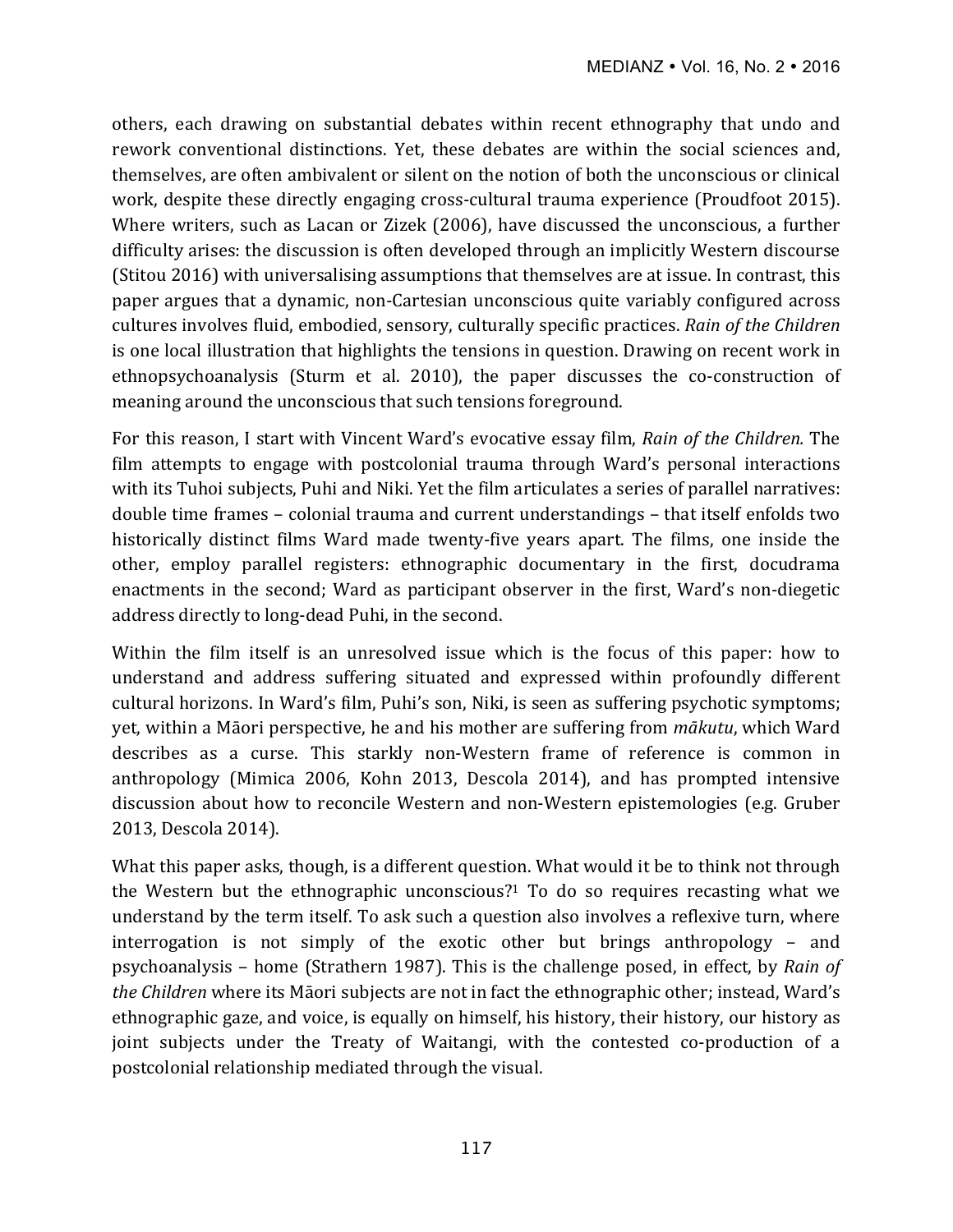others, each drawing on substantial debates within recent ethnography that undo and rework conventional distinctions. Yet, these debates are within the social sciences and, themselves, are often ambivalent or silent on the notion of both the unconscious or clinical work, despite these directly engaging cross-cultural trauma experience (Proudfoot 2015). Where writers, such as Lacan or Zizek (2006), have discussed the unconscious, a further difficulty arises: the discussion is often developed through an implicitly Western discourse (Stitou 2016) with universalising assumptions that themselves are at issue. In contrast, this paper argues that a dynamic, non-Cartesian unconscious quite variably configured across cultures involves fluid, embodied, sensory, culturally specific practices. *Rain of the Children* is one local illustration that highlights the tensions in question. Drawing on recent work in ethnopsychoanalysis (Sturm et al. 2010), the paper discusses the co-construction of meaning around the unconscious that such tensions foreground.

For this reason, I start with Vincent Ward's evocative essay film, *Rain of the Children.* The film attempts to engage with postcolonial trauma through Ward's personal interactions with its Tuhoi subjects, Puhi and Niki. Yet the film articulates a series of parallel narratives: double time frames – colonial trauma and current understandings – that itself enfolds two historically distinct films Ward made twenty-five years apart. The films, one inside the other, employ parallel registers: ethnographic documentary in the first, docudrama enactments in the second; Ward as participant observer in the first, Ward's non-diegetic address directly to long-dead Puhi, in the second.

Within the film itself is an unresolved issue which is the focus of this paper: how to understand and address suffering situated and expressed within profoundly different cultural horizons. In Ward's film, Puhi's son, Niki, is seen as suffering psychotic symptoms; yet, within a Māori perspective, he and his mother are suffering from *mākutu*, which Ward describes as a curse. This starkly non-Western frame of reference is common in anthropology (Mimica 2006, Kohn 2013, Descola 2014), and has prompted intensive discussion about how to reconcile Western and non-Western epistemologies (e.g. Gruber 2013, Descola 2014).

What this paper asks, though, is a different question. What would it be to think not through the Western but the ethnographic unconscious?[1] To do so requires recasting what we understand by the term itself. To ask such a question also involves a reflexive turn, where interrogation is not simply of the exotic other but brings anthropology – and psychoanalysis – home (Strathern 1987). This is the challenge posed, in effect, by *Rain of the Children* where its Māori subjects are not in fact the ethnographic other; instead, Ward's ethnographic gaze, and voice, is equally on himself, his history, their history, our history as joint subjects under the Treaty of Waitangi, with the contested co-production of a postcolonial relationship mediated through the visual.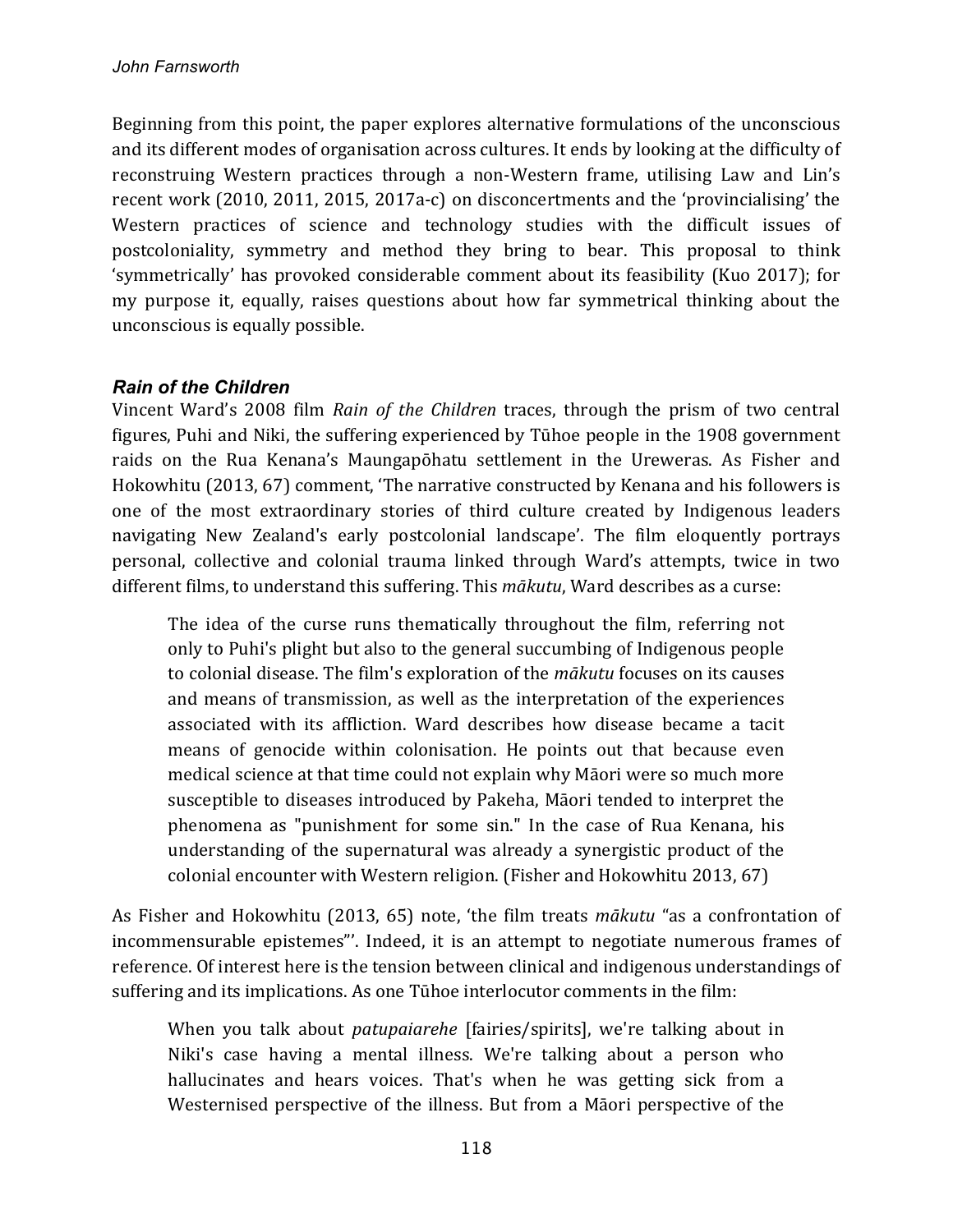Beginning from this point, the paper explores alternative formulations of the unconscious and its different modes of organisation across cultures. It ends by looking at the difficulty of reconstruing Western practices through a non-Western frame, utilising Law and Lin's recent work (2010, 2011, 2015, 2017a-c) on disconcertments and the 'provincialising' the Western practices of science and technology studies with the difficult issues of postcoloniality, symmetry and method they bring to bear. This proposal to think 'symmetrically' has provoked considerable comment about its feasibility (Kuo 2017); for my purpose it, equally, raises questions about how far symmetrical thinking about the unconscious is equally possible.

### *Rain of the Children*

Vincent Ward's 2008 film *Rain of the Children* traces, through the prism of two central figures, Puhi and Niki, the suffering experienced by Tūhoe people in the 1908 government raids on the Rua Kenana's Maungapōhatu settlement in the Ureweras. As Fisher and Hokowhitu (2013, 67) comment, 'The narrative constructed by Kenana and his followers is one of the most extraordinary stories of third culture created by Indigenous leaders navigating New Zealand's early postcolonial landscape'. The film eloquently portrays personal, collective and colonial trauma linked through Ward's attempts, twice in two different films, to understand this suffering. This *mākutu*, Ward describes as a curse:

> The idea of the curse runs thematically throughout the film, referring not only to Puhi's plight but also to the general succumbing of Indigenous people to colonial disease. The film's exploration of the *mākutu* focuses on its causes and means of transmission, as well as the interpretation of the experiences associated with its affliction. Ward describes how disease became a tacit means of genocide within colonisation. He points out that because even medical science at that time could not explain why Māori were so much more susceptible to diseases introduced by Pakeha, Māori tended to interpret the phenomena as "punishment for some sin." In the case of Rua Kenana, his understanding of the supernatural was already a synergistic product of the colonial encounter with Western religion. (Fisher and Hokowhitu 2013, 67)

As Fisher and Hokowhitu (2013, 65) note, 'the film treats *mākutu* "as a confrontation of incommensurable epistemes"'. Indeed, it is an attempt to negotiate numerous frames of reference. Of interest here is the tension between clinical and indigenous understandings of suffering and its implications. As one Tūhoe interlocutor comments in the film:

> When you talk about *patupaiarehe* [fairies/spirits], we're talking about in Niki's case having a mental illness. We're talking about a person who hallucinates and hears voices. That's when he was getting sick from a Westernised perspective of the illness. But from a Māori perspective of the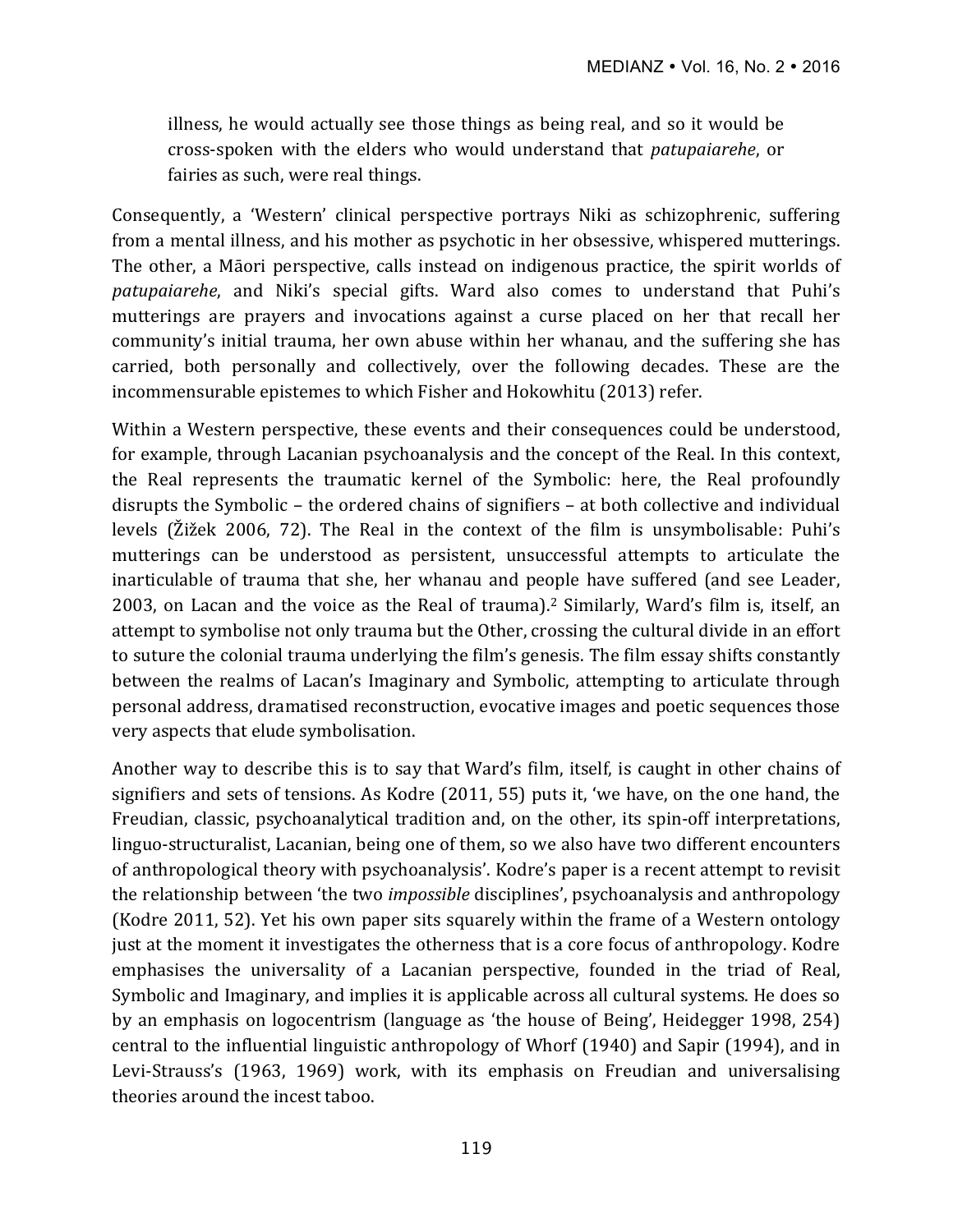> illness, he would actually see those things as being real, and so it would be cross-spoken with the elders who would understand that *patupaiarehe*, or fairies as such, were real things.

Consequently, a 'Western' clinical perspective portrays Niki as schizophrenic, suffering from a mental illness, and his mother as psychotic in her obsessive, whispered mutterings. The other, a Māori perspective, calls instead on indigenous practice, the spirit worlds of *patupaiarehe*, and Niki's special gifts. Ward also comes to understand that Puhi's mutterings are prayers and invocations against a curse placed on her that recall her community's initial trauma, her own abuse within her whanau, and the suffering she has carried, both personally and collectively, over the following decades. These are the incommensurable epistemes to which Fisher and Hokowhitu (2013) refer.

Within a Western perspective, these events and their consequences could be understood, for example, through Lacanian psychoanalysis and the concept of the Real. In this context, the Real represents the traumatic kernel of the Symbolic: here, the Real profoundly disrupts the Symbolic – the ordered chains of signifiers – at both collective and individual levels (Žižek 2006, 72). The Real in the context of the film is unsymbolisable: Puhi's mutterings can be understood as persistent, unsuccessful attempts to articulate the inarticulable of trauma that she, her whanau and people have suffered (and see Leader, 2003, on Lacan and the voice as the Real of trauma).[2] Similarly, Ward's film is, itself, an attempt to symbolise not only trauma but the Other, crossing the cultural divide in an effort to suture the colonial trauma underlying the film's genesis. The film essay shifts constantly between the realms of Lacan's Imaginary and Symbolic, attempting to articulate through personal address, dramatised reconstruction, evocative images and poetic sequences those very aspects that elude symbolisation.

Another way to describe this is to say that Ward's film, itself, is caught in other chains of signifiers and sets of tensions. As Kodre (2011, 55) puts it, 'we have, on the one hand, the Freudian, classic, psychoanalytical tradition and, on the other, its spin-off interpretations, linguo-structuralist, Lacanian, being one of them, so we also have two different encounters of anthropological theory with psychoanalysis'. Kodre's paper is a recent attempt to revisit the relationship between 'the two *impossible* disciplines', psychoanalysis and anthropology (Kodre 2011, 52). Yet his own paper sits squarely within the frame of a Western ontology just at the moment it investigates the otherness that is a core focus of anthropology. Kodre emphasises the universality of a Lacanian perspective, founded in the triad of Real, Symbolic and Imaginary, and implies it is applicable across all cultural systems. He does so by an emphasis on logocentrism (language as 'the house of Being', Heidegger 1998, 254) central to the influential linguistic anthropology of Whorf (1940) and Sapir (1994), and in Levi-Strauss's (1963, 1969) work, with its emphasis on Freudian and universalising theories around the incest taboo.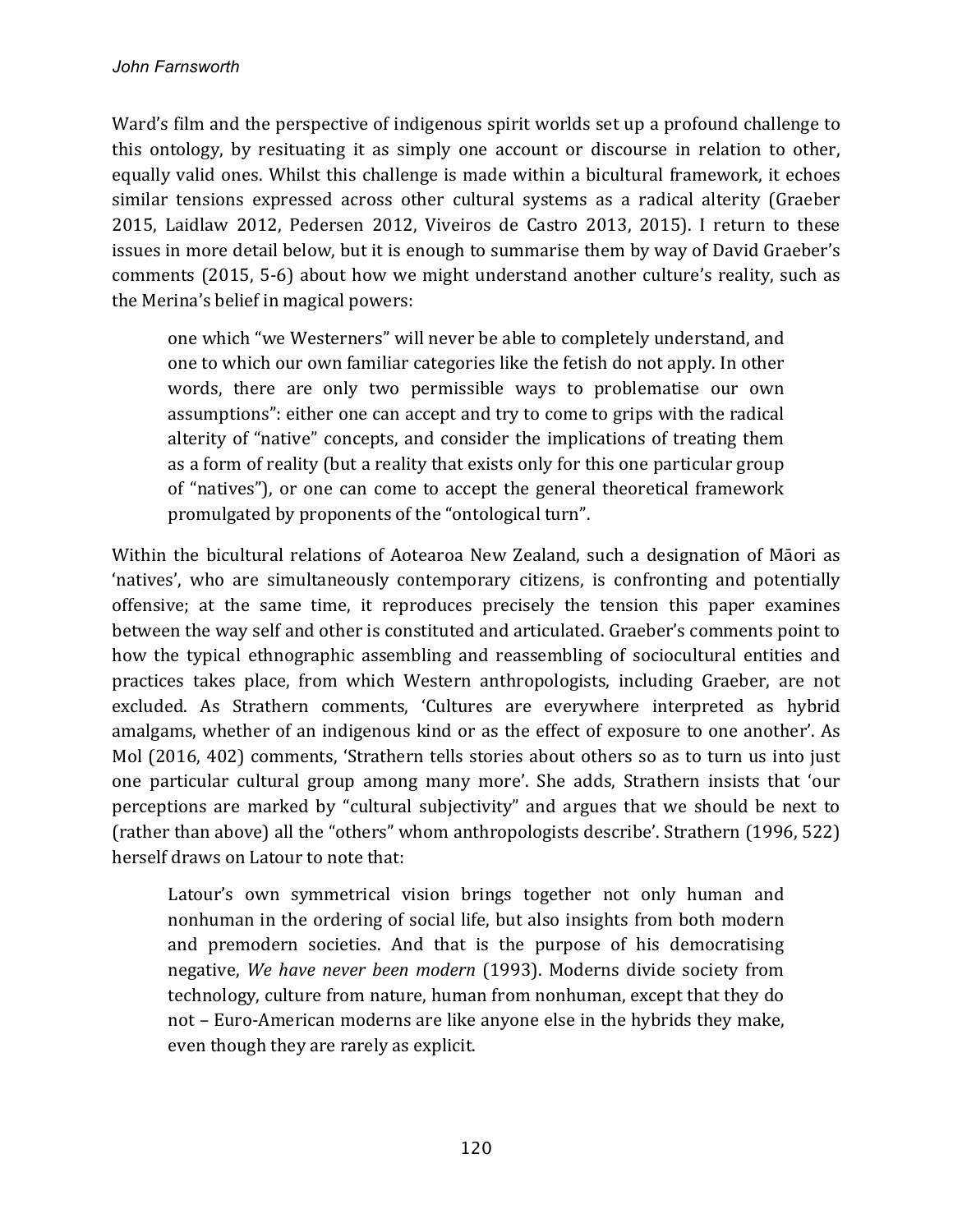Ward's film and the perspective of indigenous spirit worlds set up a profound challenge to this ontology, by resituating it as simply one account or discourse in relation to other, equally valid ones. Whilst this challenge is made within a bicultural framework, it echoes similar tensions expressed across other cultural systems as a radical alterity (Graeber 2015, Laidlaw 2012, Pedersen 2012, Viveiros de Castro 2013, 2015). I return to these issues in more detail below, but it is enough to summarise them by way of David Graeber's comments (2015, 5-6) about how we might understand another culture's reality, such as the Merina's belief in magical powers:

> one which "we Westerners" will never be able to completely understand, and one to which our own familiar categories like the fetish do not apply. In other words, there are only two permissible ways to problematise our own assumptions": either one can accept and try to come to grips with the radical alterity of "native" concepts, and consider the implications of treating them as a form of reality (but a reality that exists only for this one particular group of "natives"), or one can come to accept the general theoretical framework promulgated by proponents of the "ontological turn".

Within the bicultural relations of Aotearoa New Zealand, such a designation of Māori as 'natives', who are simultaneously contemporary citizens, is confronting and potentially offensive; at the same time, it reproduces precisely the tension this paper examines between the way self and other is constituted and articulated. Graeber's comments point to how the typical ethnographic assembling and reassembling of sociocultural entities and practices takes place, from which Western anthropologists, including Graeber, are not excluded. As Strathern comments, 'Cultures are everywhere interpreted as hybrid amalgams, whether of an indigenous kind or as the effect of exposure to one another'. As Mol (2016, 402) comments, 'Strathern tells stories about others so as to turn us into just one particular cultural group among many more'. She adds, Strathern insists that 'our perceptions are marked by "cultural subjectivity" and argues that we should be next to (rather than above) all the "others" whom anthropologists describe'. Strathern (1996, 522) herself draws on Latour to note that:

> Latour's own symmetrical vision brings together not only human and nonhuman in the ordering of social life, but also insights from both modern and premodern societies. And that is the purpose of his democratising negative, *We have never been modern* (1993). Moderns divide society from technology, culture from nature, human from nonhuman, except that they do not – Euro-American moderns are like anyone else in the hybrids they make, even though they are rarely as explicit.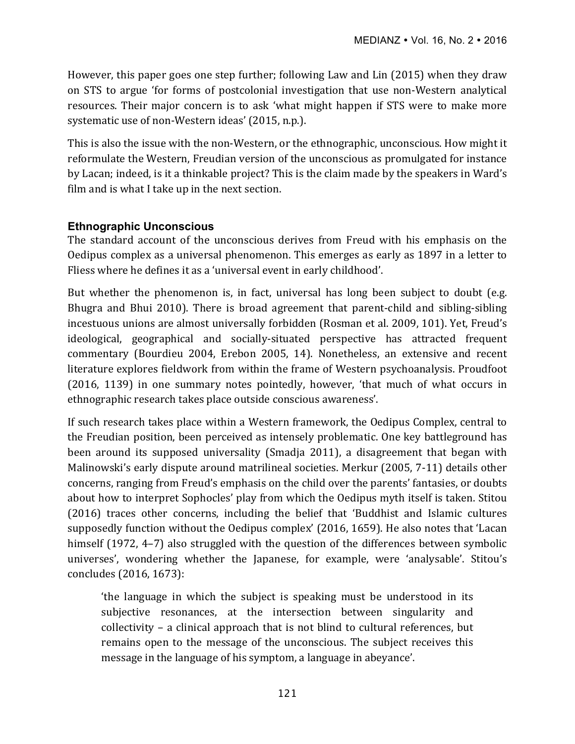However, this paper goes one step further; following Law and Lin (2015) when they draw on STS to argue 'for forms of postcolonial investigation that use non-Western analytical resources. Their major concern is to ask 'what might happen if STS were to make more systematic use of non-Western ideas' (2015, n.p.).

This is also the issue with the non-Western, or the ethnographic, unconscious. How might it reformulate the Western, Freudian version of the unconscious as promulgated for instance by Lacan; indeed, is it a thinkable project? This is the claim made by the speakers in Ward's film and is what I take up in the next section.

### Ethnographic Unconscious

The standard account of the unconscious derives from Freud with his emphasis on the Oedipus complex as a universal phenomenon. This emerges as early as 1897 in a letter to Fliess where he defines it as a 'universal event in early childhood'.

But whether the phenomenon is, in fact, universal has long been subject to doubt (e.g. Bhugra and Bhui 2010). There is broad agreement that parent-child and sibling-sibling incestuous unions are almost universally forbidden (Rosman et al. 2009, 101). Yet, Freud's ideological, geographical and socially-situated perspective has attracted frequent commentary (Bourdieu 2004, Erebon 2005, 14). Nonetheless, an extensive and recent literature explores fieldwork from within the frame of Western psychoanalysis. Proudfoot (2016, 1139) in one summary notes pointedly, however, 'that much of what occurs in ethnographic research takes place outside conscious awareness'.

If such research takes place within a Western framework, the Oedipus Complex, central to the Freudian position, been perceived as intensely problematic. One key battleground has been around its supposed universality (Smadja 2011), a disagreement that began with Malinowski's early dispute around matrilineal societies. Merkur (2005, 7-11) details other concerns, ranging from Freud's emphasis on the child over the parents' fantasies, or doubts about how to interpret Sophocles' play from which the Oedipus myth itself is taken. Stitou (2016) traces other concerns, including the belief that 'Buddhist and Islamic cultures supposedly function without the Oedipus complex' (2016, 1659). He also notes that 'Lacan himself (1972, 4–7) also struggled with the question of the differences between symbolic universes', wondering whether the Japanese, for example, were 'analysable'. Stitou's concludes (2016, 1673):

> 'the language in which the subject is speaking must be understood in its subjective resonances, at the intersection between singularity and collectivity – a clinical approach that is not blind to cultural references, but remains open to the message of the unconscious. The subject receives this message in the language of his symptom, a language in abeyance'.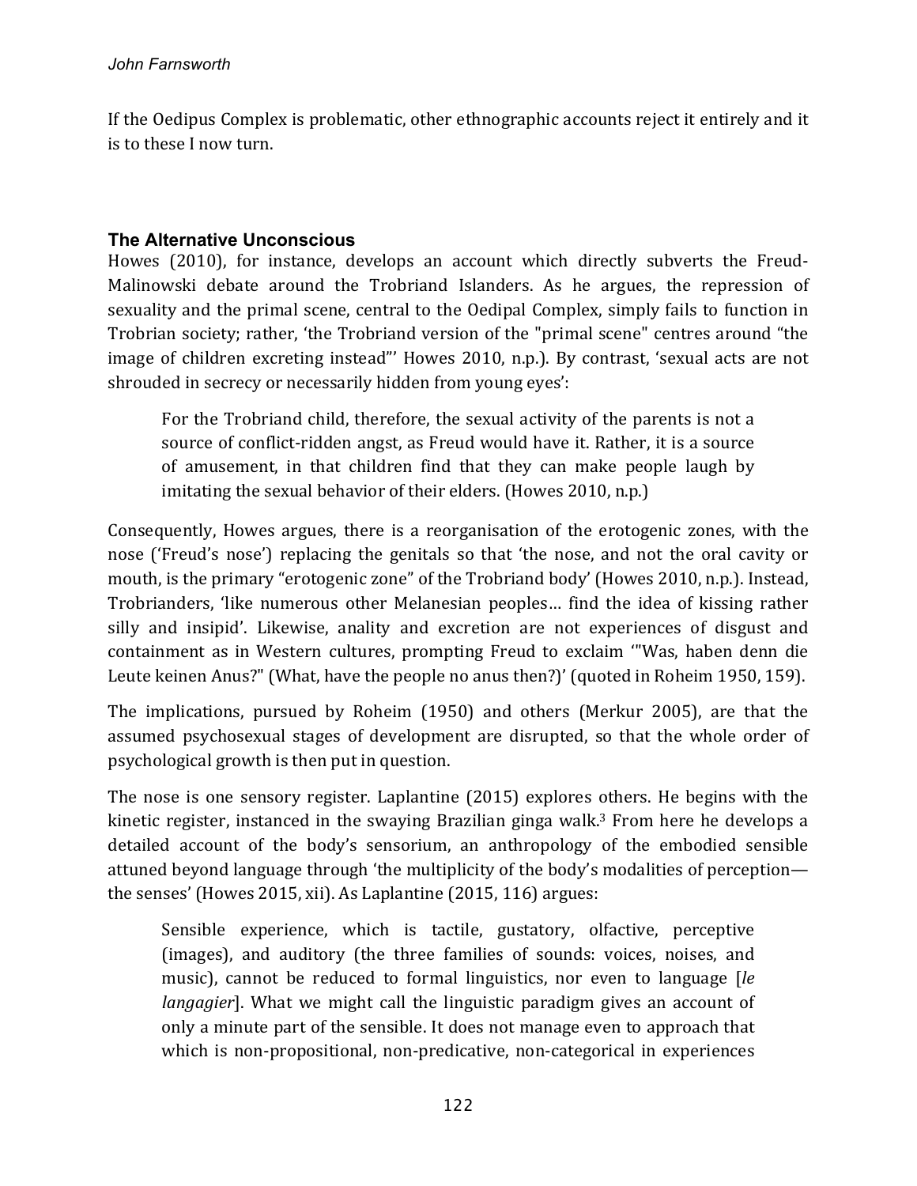If the Oedipus Complex is problematic, other ethnographic accounts reject it entirely and it is to these I now turn.

### The Alternative Unconscious

Howes (2010), for instance, develops an account which directly subverts the Freud-Malinowski debate around the Trobriand Islanders. As he argues, the repression of sexuality and the primal scene, central to the Oedipal Complex, simply fails to function in Trobrian society; rather, 'the Trobriand version of the "primal scene" centres around "the image of children excreting instead"' Howes 2010, n.p.). By contrast, 'sexual acts are not shrouded in secrecy or necessarily hidden from young eyes':

> For the Trobriand child, therefore, the sexual activity of the parents is not a source of conflict-ridden angst, as Freud would have it. Rather, it is a source of amusement, in that children find that they can make people laugh by imitating the sexual behavior of their elders. (Howes 2010, n.p.)

Consequently, Howes argues, there is a reorganisation of the erotogenic zones, with the nose ('Freud's nose') replacing the genitals so that 'the nose, and not the oral cavity or mouth, is the primary "erotogenic zone" of the Trobriand body' (Howes 2010, n.p.). Instead, Trobrianders, 'like numerous other Melanesian peoples… find the idea of kissing rather silly and insipid'. Likewise, anality and excretion are not experiences of disgust and containment as in Western cultures, prompting Freud to exclaim '"Was, haben denn die Leute keinen Anus?" (What, have the people no anus then?)' (quoted in Roheim 1950, 159).

The implications, pursued by Roheim (1950) and others (Merkur 2005), are that the assumed psychosexual stages of development are disrupted, so that the whole order of psychological growth is then put in question.

The nose is one sensory register. Laplantine (2015) explores others. He begins with the kinetic register, instanced in the swaying Brazilian ginga walk.[3] From here he develops a detailed account of the body's sensorium, an anthropology of the embodied sensible attuned beyond language through 'the multiplicity of the body's modalities of perception—the senses' (Howes 2015, xii). As Laplantine (2015, 116) argues:

> Sensible experience, which is tactile, gustatory, olfactive, perceptive (images), and auditory (the three families of sounds: voices, noises, and music), cannot be reduced to formal linguistics, nor even to language [*le langagier*]. What we might call the linguistic paradigm gives an account of only a minute part of the sensible. It does not manage even to approach that which is non-propositional, non-predicative, non-categorical in experiences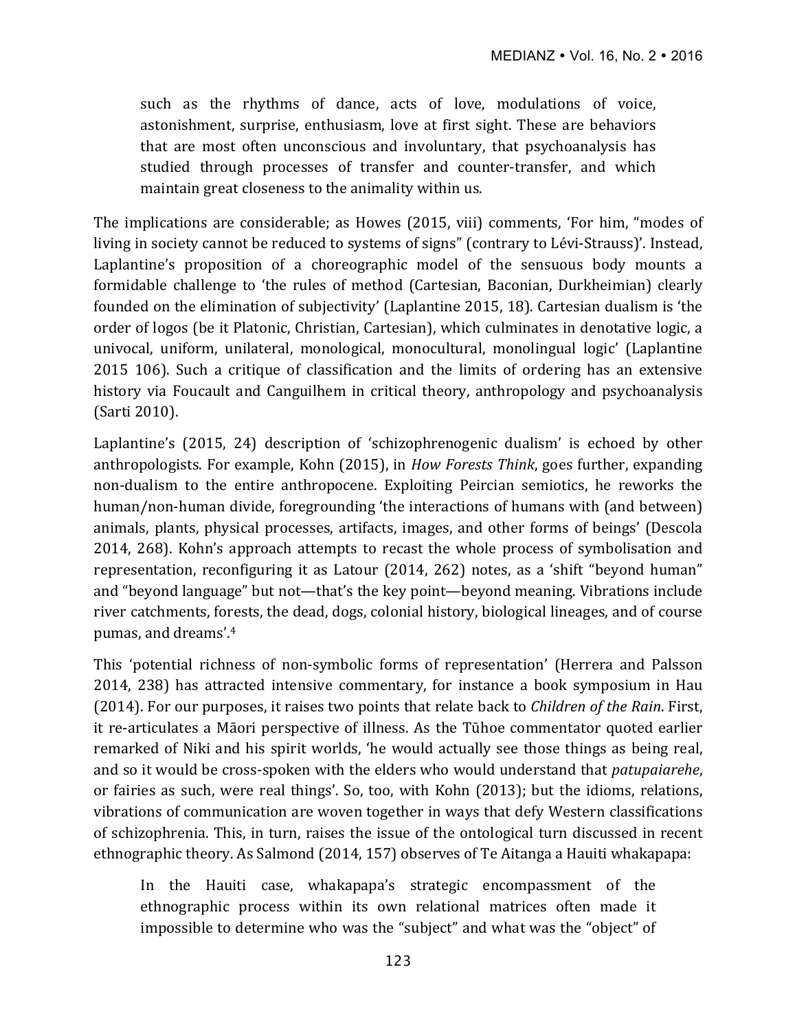> such as the rhythms of dance, acts of love, modulations of voice, astonishment, surprise, enthusiasm, love at first sight. These are behaviors that are most often unconscious and involuntary, that psychoanalysis has studied through processes of transfer and counter-transfer, and which maintain great closeness to the animality within us.

The implications are considerable; as Howes (2015, viii) comments, 'For him, "modes of living in society cannot be reduced to systems of signs" (contrary to Lévi-Strauss)'. Instead, Laplantine's proposition of a choreographic model of the sensuous body mounts a formidable challenge to 'the rules of method (Cartesian, Baconian, Durkheimian) clearly founded on the elimination of subjectivity' (Laplantine 2015, 18). Cartesian dualism is 'the order of logos (be it Platonic, Christian, Cartesian), which culminates in denotative logic, a univocal, uniform, unilateral, monological, monocultural, monolingual logic' (Laplantine 2015 106). Such a critique of classification and the limits of ordering has an extensive history via Foucault and Canguilhem in critical theory, anthropology and psychoanalysis (Sarti 2010).

Laplantine's (2015, 24) description of 'schizophrenogenic dualism' is echoed by other anthropologists. For example, Kohn (2015), in *How Forests Think*, goes further, expanding non-dualism to the entire anthropocene. Exploiting Peircian semiotics, he reworks the human/non-human divide, foregrounding 'the interactions of humans with (and between) animals, plants, physical processes, artifacts, images, and other forms of beings' (Descola 2014, 268). Kohn's approach attempts to recast the whole process of symbolisation and representation, reconfiguring it as Latour (2014, 262) notes, as a 'shift "beyond human" and "beyond language" but not—that's the key point—beyond meaning. Vibrations include river catchments, forests, the dead, dogs, colonial history, biological lineages, and of course pumas, and dreams'.[4]

This 'potential richness of non-symbolic forms of representation' (Herrera and Palsson 2014, 238) has attracted intensive commentary, for instance a book symposium in Hau (2014). For our purposes, it raises two points that relate back to *Children of the Rain*. First, it re-articulates a Māori perspective of illness. As the Tūhoe commentator quoted earlier remarked of Niki and his spirit worlds, 'he would actually see those things as being real, and so it would be cross-spoken with the elders who would understand that *patupaiarehe*, or fairies as such, were real things'. So, too, with Kohn (2013); but the idioms, relations, vibrations of communication are woven together in ways that defy Western classifications of schizophrenia. This, in turn, raises the issue of the ontological turn discussed in recent ethnographic theory. As Salmond (2014, 157) observes of Te Aitanga a Hauiti whakapapa:

> In the Hauiti case, whakapapa's strategic encompassment of the ethnographic process within its own relational matrices often made it impossible to determine who was the "subject" and what was the "object" of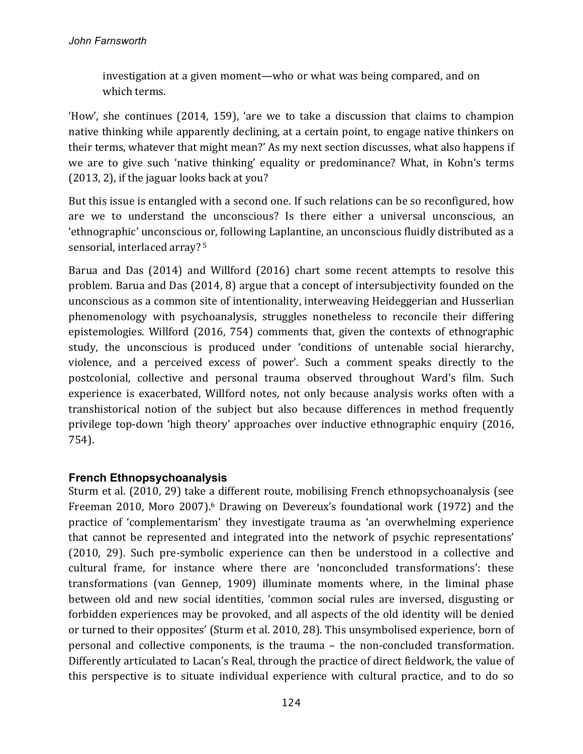investigation at a given moment—who or what was being compared, and on which terms.

'How', she continues (2014, 159), 'are we to take a discussion that claims to champion native thinking while apparently declining, at a certain point, to engage native thinkers on their terms, whatever that might mean?' As my next section discusses, what also happens if we are to give such 'native thinking' equality or predominance? What, in Kohn's terms (2013, 2), if the jaguar looks back at you?

But this issue is entangled with a second one. If such relations can be so reconfigured, how are we to understand the unconscious? Is there either a universal unconscious, an 'ethnographic' unconscious or, following Laplantine, an unconscious fluidly distributed as a sensorial, interlaced array? [5]

Barua and Das (2014) and Willford (2016) chart some recent attempts to resolve this problem. Barua and Das (2014, 8) argue that a concept of intersubjectivity founded on the unconscious as a common site of intentionality, interweaving Heideggerian and Husserlian phenomenology with psychoanalysis, struggles nonetheless to reconcile their differing epistemologies. Willford (2016, 754) comments that, given the contexts of ethnographic study, the unconscious is produced under 'conditions of untenable social hierarchy, violence, and a perceived excess of power'. Such a comment speaks directly to the postcolonial, collective and personal trauma observed throughout Ward's film. Such experience is exacerbated, Willford notes, not only because analysis works often with a transhistorical notion of the subject but also because differences in method frequently privilege top-down 'high theory' approaches over inductive ethnographic enquiry (2016, 754).

## French Ethnopsychoanalysis

Sturm et al. (2010, 29) take a different route, mobilising French ethnopsychoanalysis (see Freeman 2010, Moro 2007).[6] Drawing on Devereux's foundational work (1972) and the practice of 'complementarism' they investigate trauma as 'an overwhelming experience that cannot be represented and integrated into the network of psychic representations' (2010, 29). Such pre-symbolic experience can then be understood in a collective and cultural frame, for instance where there are 'nonconcluded transformations': these transformations (van Gennep, 1909) illuminate moments where, in the liminal phase between old and new social identities, 'common social rules are inversed, disgusting or forbidden experiences may be provoked, and all aspects of the old identity will be denied or turned to their opposites' (Sturm et al. 2010, 28). This unsymbolised experience, born of personal and collective components, is the trauma – the non-concluded transformation. Differently articulated to Lacan's Real, through the practice of direct fieldwork, the value of this perspective is to situate individual experience with cultural practice, and to do so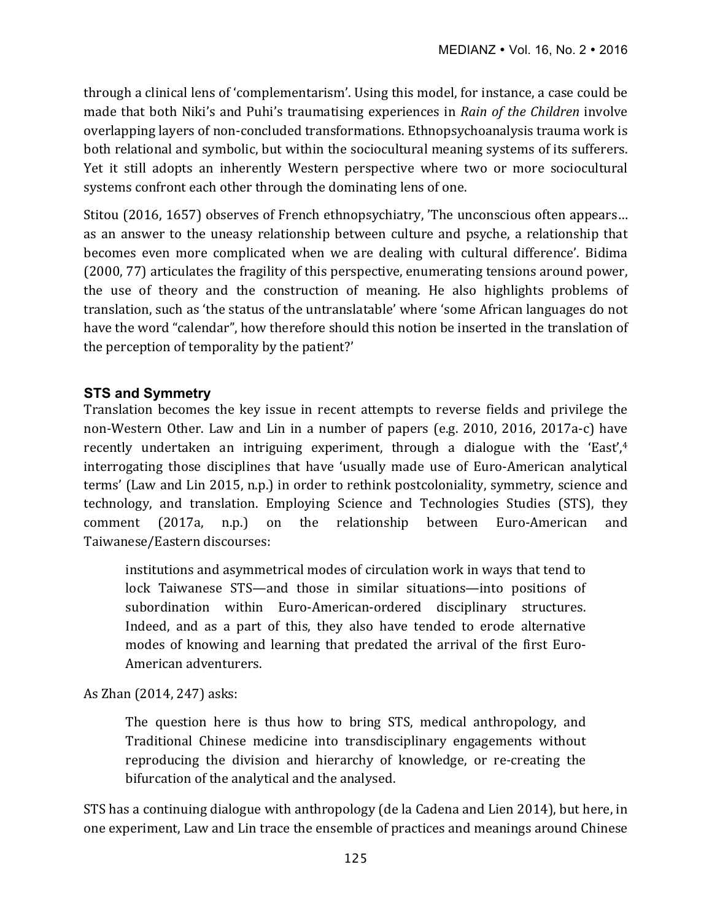through a clinical lens of 'complementarism'. Using this model, for instance, a case could be made that both Niki's and Puhi's traumatising experiences in *Rain of the Children* involve overlapping layers of non-concluded transformations. Ethnopsychoanalysis trauma work is both relational and symbolic, but within the sociocultural meaning systems of its sufferers. Yet it still adopts an inherently Western perspective where two or more sociocultural systems confront each other through the dominating lens of one.

Stitou (2016, 1657) observes of French ethnopsychiatry, 'The unconscious often appears… as an answer to the uneasy relationship between culture and psyche, a relationship that becomes even more complicated when we are dealing with cultural difference'. Bidima (2000, 77) articulates the fragility of this perspective, enumerating tensions around power, the use of theory and the construction of meaning. He also highlights problems of translation, such as 'the status of the untranslatable' where 'some African languages do not have the word "calendar", how therefore should this notion be inserted in the translation of the perception of temporality by the patient?'

### STS and Symmetry

Translation becomes the key issue in recent attempts to reverse fields and privilege the non-Western Other. Law and Lin in a number of papers (e.g. 2010, 2016, 2017a-c) have recently undertaken an intriguing experiment, through a dialogue with the 'East',[4] interrogating those disciplines that have 'usually made use of Euro-American analytical terms' (Law and Lin 2015, n.p.) in order to rethink postcoloniality, symmetry, science and technology, and translation. Employing Science and Technologies Studies (STS), they comment (2017a, n.p.) on the relationship between Euro-American and Taiwanese/Eastern discourses:

> institutions and asymmetrical modes of circulation work in ways that tend to lock Taiwanese STS—and those in similar situations—into positions of subordination within Euro-American-ordered disciplinary structures. Indeed, and as a part of this, they also have tended to erode alternative modes of knowing and learning that predated the arrival of the first Euro-American adventurers.

As Zhan (2014, 247) asks:

> The question here is thus how to bring STS, medical anthropology, and Traditional Chinese medicine into transdisciplinary engagements without reproducing the division and hierarchy of knowledge, or re-creating the bifurcation of the analytical and the analysed.

STS has a continuing dialogue with anthropology (de la Cadena and Lien 2014), but here, in one experiment, Law and Lin trace the ensemble of practices and meanings around Chinese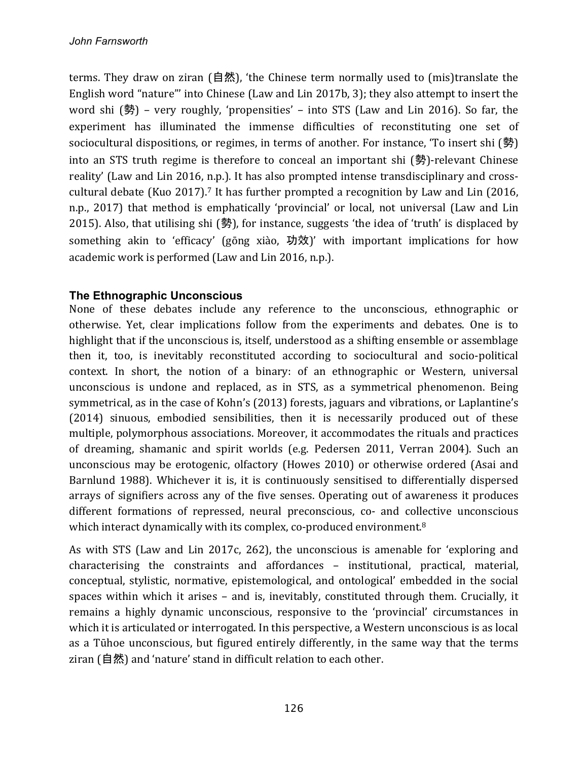terms. They draw on ziran (自然), 'the Chinese term normally used to (mis)translate the English word "nature"' into Chinese (Law and Lin 2017b, 3); they also attempt to insert the word shi (勢) – very roughly, 'propensities' – into STS (Law and Lin 2016). So far, the experiment has illuminated the immense difficulties of reconstituting one set of sociocultural dispositions, or regimes, in terms of another. For instance, 'To insert shi (勢) into an STS truth regime is therefore to conceal an important shi (勢)-relevant Chinese reality' (Law and Lin 2016, n.p.). It has also prompted intense transdisciplinary and cross-cultural debate (Kuo 2017).[7] It has further prompted a recognition by Law and Lin (2016, n.p., 2017) that method is emphatically 'provincial' or local, not universal (Law and Lin 2015). Also, that utilising shi (勢), for instance, suggests 'the idea of 'truth' is displaced by something akin to 'efficacy' (gōng xiào, 功效)' with important implications for how academic work is performed (Law and Lin 2016, n.p.).

## The Ethnographic Unconscious

None of these debates include any reference to the unconscious, ethnographic or otherwise. Yet, clear implications follow from the experiments and debates. One is to highlight that if the unconscious is, itself, understood as a shifting ensemble or assemblage then it, too, is inevitably reconstituted according to sociocultural and socio-political context. In short, the notion of a binary: of an ethnographic or Western, universal unconscious is undone and replaced, as in STS, as a symmetrical phenomenon. Being symmetrical, as in the case of Kohn's (2013) forests, jaguars and vibrations, or Laplantine's (2014) sinuous, embodied sensibilities, then it is necessarily produced out of these multiple, polymorphous associations. Moreover, it accommodates the rituals and practices of dreaming, shamanic and spirit worlds (e.g. Pedersen 2011, Verran 2004). Such an unconscious may be erotogenic, olfactory (Howes 2010) or otherwise ordered (Asai and Barnlund 1988). Whichever it is, it is continuously sensitised to differentially dispersed arrays of signifiers across any of the five senses. Operating out of awareness it produces different formations of repressed, neural preconscious, co- and collective unconscious which interact dynamically with its complex, co-produced environment.[8]

As with STS (Law and Lin 2017c, 262), the unconscious is amenable for 'exploring and characterising the constraints and affordances – institutional, practical, material, conceptual, stylistic, normative, epistemological, and ontological' embedded in the social spaces within which it arises – and is, inevitably, constituted through them. Crucially, it remains a highly dynamic unconscious, responsive to the 'provincial' circumstances in which it is articulated or interrogated. In this perspective, a Western unconscious is as local as a Tūhoe unconscious, but figured entirely differently, in the same way that the terms ziran (自然) and 'nature' stand in difficult relation to each other.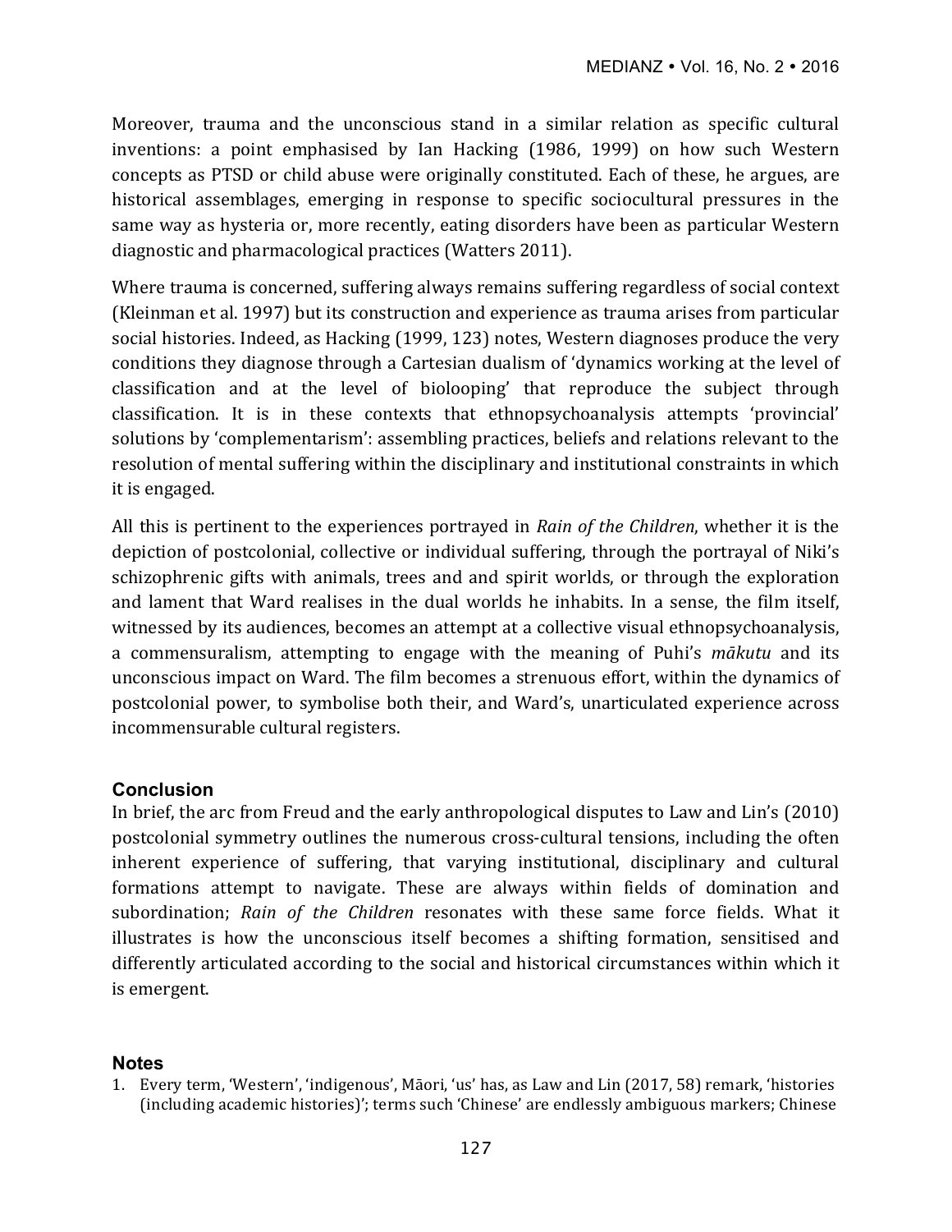Moreover, trauma and the unconscious stand in a similar relation as specific cultural inventions: a point emphasised by Ian Hacking (1986, 1999) on how such Western concepts as PTSD or child abuse were originally constituted. Each of these, he argues, are historical assemblages, emerging in response to specific sociocultural pressures in the same way as hysteria or, more recently, eating disorders have been as particular Western diagnostic and pharmacological practices (Watters 2011).

Where trauma is concerned, suffering always remains suffering regardless of social context (Kleinman et al. 1997) but its construction and experience as trauma arises from particular social histories. Indeed, as Hacking (1999, 123) notes, Western diagnoses produce the very conditions they diagnose through a Cartesian dualism of 'dynamics working at the level of classification and at the level of biolooping' that reproduce the subject through classification. It is in these contexts that ethnopsychoanalysis attempts 'provincial' solutions by 'complementarism': assembling practices, beliefs and relations relevant to the resolution of mental suffering within the disciplinary and institutional constraints in which it is engaged.

All this is pertinent to the experiences portrayed in *Rain of the Children*, whether it is the depiction of postcolonial, collective or individual suffering, through the portrayal of Niki's schizophrenic gifts with animals, trees and and spirit worlds, or through the exploration and lament that Ward realises in the dual worlds he inhabits. In a sense, the film itself, witnessed by its audiences, becomes an attempt at a collective visual ethnopsychoanalysis, a commensuralism, attempting to engage with the meaning of Puhi's *mākutu* and its unconscious impact on Ward. The film becomes a strenuous effort, within the dynamics of postcolonial power, to symbolise both their, and Ward's, unarticulated experience across incommensurable cultural registers.

## Conclusion

In brief, the arc from Freud and the early anthropological disputes to Law and Lin's (2010) postcolonial symmetry outlines the numerous cross-cultural tensions, including the often inherent experience of suffering, that varying institutional, disciplinary and cultural formations attempt to navigate. These are always within fields of domination and subordination; *Rain of the Children* resonates with these same force fields. What it illustrates is how the unconscious itself becomes a shifting formation, sensitised and differently articulated according to the social and historical circumstances within which it is emergent.

## Notes

1. Every term, 'Western', 'indigenous', Māori, 'us' has, as Law and Lin (2017, 58) remark, 'histories (including academic histories)'; terms such 'Chinese' are endlessly ambiguous markers; Chinese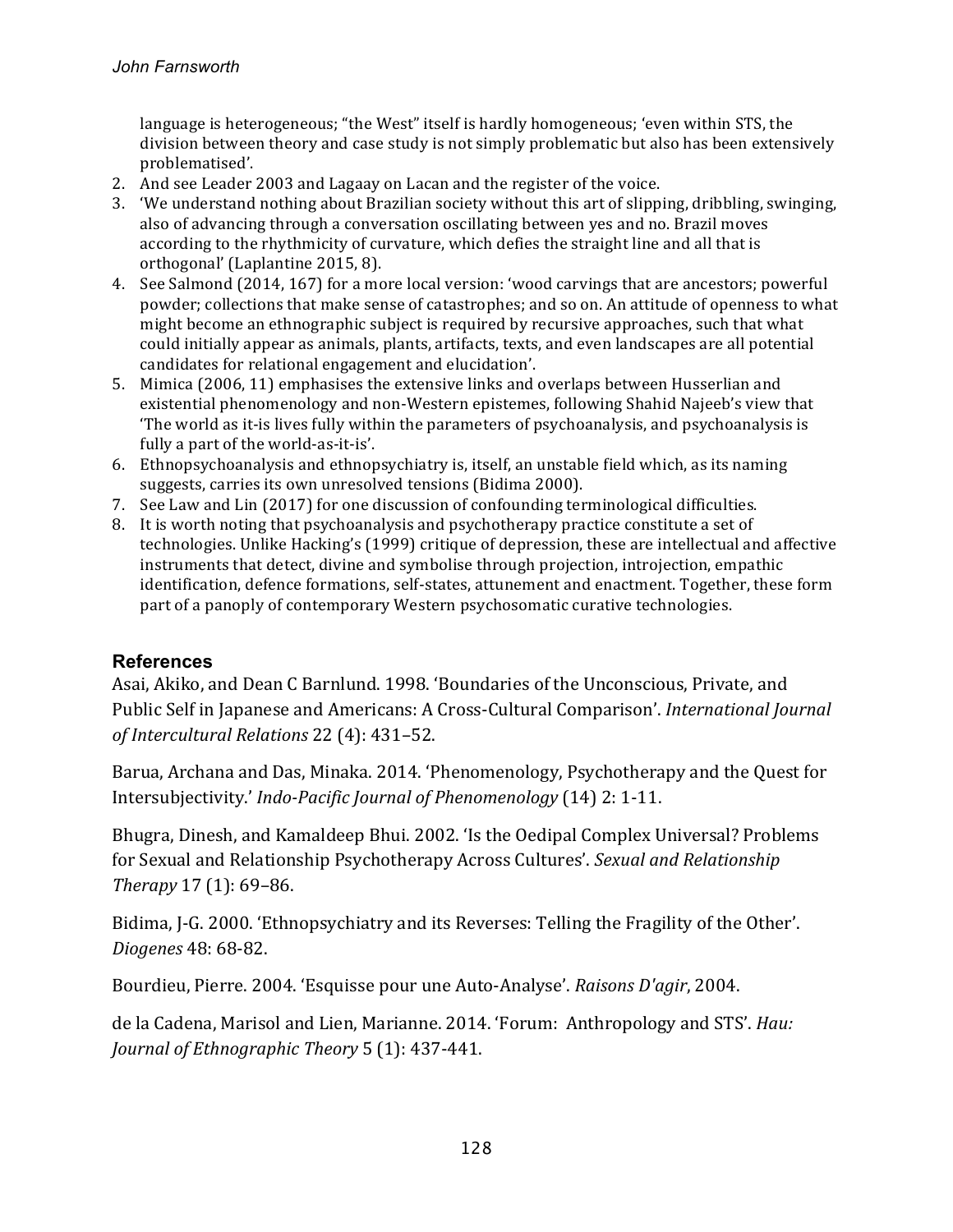language is heterogeneous; "the West" itself is hardly homogeneous; 'even within STS, the division between theory and case study is not simply problematic but also has been extensively problematised'.

2. And see Leader 2003 and Lagaay on Lacan and the register of the voice.
3. 'We understand nothing about Brazilian society without this art of slipping, dribbling, swinging, also of advancing through a conversation oscillating between yes and no. Brazil moves according to the rhythmicity of curvature, which defies the straight line and all that is orthogonal' (Laplantine 2015, 8).
4. See Salmond (2014, 167) for a more local version: 'wood carvings that are ancestors; powerful powder; collections that make sense of catastrophes; and so on. An attitude of openness to what might become an ethnographic subject is required by recursive approaches, such that what could initially appear as animals, plants, artifacts, texts, and even landscapes are all potential candidates for relational engagement and elucidation'.
5. Mimica (2006, 11) emphasises the extensive links and overlaps between Husserlian and existential phenomenology and non-Western epistemes, following Shahid Najeeb's view that 'The world as it-is lives fully within the parameters of psychoanalysis, and psychoanalysis is fully a part of the world-as-it-is'.
6. Ethnopsychoanalysis and ethnopsychiatry is, itself, an unstable field which, as its naming suggests, carries its own unresolved tensions (Bidima 2000).
7. See Law and Lin (2017) for one discussion of confounding terminological difficulties.
8. It is worth noting that psychoanalysis and psychotherapy practice constitute a set of technologies. Unlike Hacking's (1999) critique of depression, these are intellectual and affective instruments that detect, divine and symbolise through projection, introjection, empathic identification, defence formations, self-states, attunement and enactment. Together, these form part of a panoply of contemporary Western psychosomatic curative technologies.

## References

Asai, Akiko, and Dean C Barnlund. 1998. 'Boundaries of the Unconscious, Private, and Public Self in Japanese and Americans: A Cross-Cultural Comparison'. *International Journal of Intercultural Relations* 22 (4): 431–52.

Barua, Archana and Das, Minaka. 2014. 'Phenomenology, Psychotherapy and the Quest for Intersubjectivity.' *Indo-Pacific Journal of Phenomenology* (14) 2: 1-11.

Bhugra, Dinesh, and Kamaldeep Bhui. 2002. 'Is the Oedipal Complex Universal? Problems for Sexual and Relationship Psychotherapy Across Cultures'. *Sexual and Relationship Therapy* 17 (1): 69–86.

Bidima, J-G. 2000. 'Ethnopsychiatry and its Reverses: Telling the Fragility of the Other'. *Diogenes* 48: 68-82.

Bourdieu, Pierre. 2004. 'Esquisse pour une Auto-Analyse'. *Raisons D'agir*, 2004.

de la Cadena, Marisol and Lien, Marianne. 2014. 'Forum: Anthropology and STS'. *Hau: Journal of Ethnographic Theory* 5 (1): 437-441.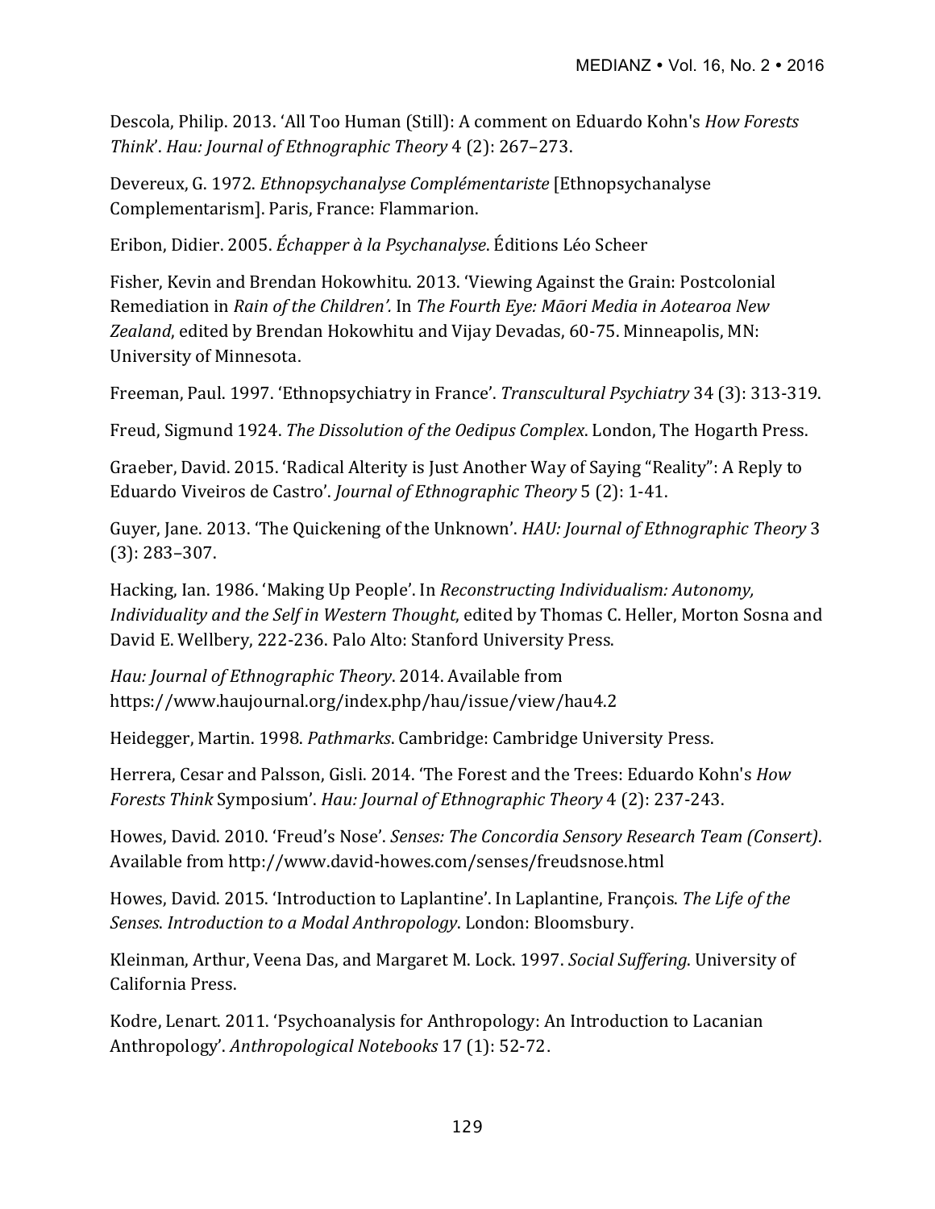Descola, Philip. 2013. ‘All Too Human (Still): A comment on Eduardo Kohn's *How Forests Think*’. *Hau: Journal of Ethnographic Theory* 4 (2): 267–273.

Devereux, G. 1972. *Ethnopsychanalyse Complémentariste* [Ethnopsychanalyse Complementarism]. Paris, France: Flammarion.

Eribon, Didier. 2005. *Échapper à la Psychanalyse*. Éditions Léo Scheer

Fisher, Kevin and Brendan Hokowhitu. 2013. ‘Viewing Against the Grain: Postcolonial Remediation in *Rain of the Children’.* In *The Fourth Eye: Māori Media in Aotearoa New Zealand*, edited by Brendan Hokowhitu and Vijay Devadas, 60-75. Minneapolis, MN: University of Minnesota.

Freeman, Paul. 1997. ‘Ethnopsychiatry in France’. *Transcultural Psychiatry* 34 (3): 313-319.

Freud, Sigmund 1924. *The Dissolution of the Oedipus Complex*. London, The Hogarth Press.

Graeber, David. 2015. ‘Radical Alterity is Just Another Way of Saying “Reality”: A Reply to Eduardo Viveiros de Castro’. *Journal of Ethnographic Theory* 5 (2): 1-41.

Guyer, Jane. 2013. ‘The Quickening of the Unknown’. *HAU: Journal of Ethnographic Theory* 3 (3): 283–307.

Hacking, Ian. 1986. ‘Making Up People’. In *Reconstructing Individualism: Autonomy, Individuality and the Self in Western Thought*, edited by Thomas C. Heller, Morton Sosna and David E. Wellbery, 222-236. Palo Alto: Stanford University Press.

*Hau: Journal of Ethnographic Theory*. 2014. Available from https://www.haujournal.org/index.php/hau/issue/view/hau4.2

Heidegger, Martin. 1998. *Pathmarks*. Cambridge: Cambridge University Press.

Herrera, Cesar and Palsson, Gisli. 2014. ‘The Forest and the Trees: Eduardo Kohn's *How Forests Think* Symposium’. *Hau: Journal of Ethnographic Theory* 4 (2): 237-243.

Howes, David. 2010. ‘Freud’s Nose’. *Senses: The Concordia Sensory Research Team (Consert)*. Available from http://www.david-howes.com/senses/freudsnose.html

Howes, David. 2015. ‘Introduction to Laplantine’. In Laplantine, François. *The Life of the Senses*. *Introduction to a Modal Anthropology*. London: Bloomsbury.

Kleinman, Arthur, Veena Das, and Margaret M. Lock. 1997. *Social Suffering*. University of California Press.

Kodre, Lenart. 2011. ‘Psychoanalysis for Anthropology: An Introduction to Lacanian Anthropology’. *Anthropological Notebooks* 17 (1): 52-72.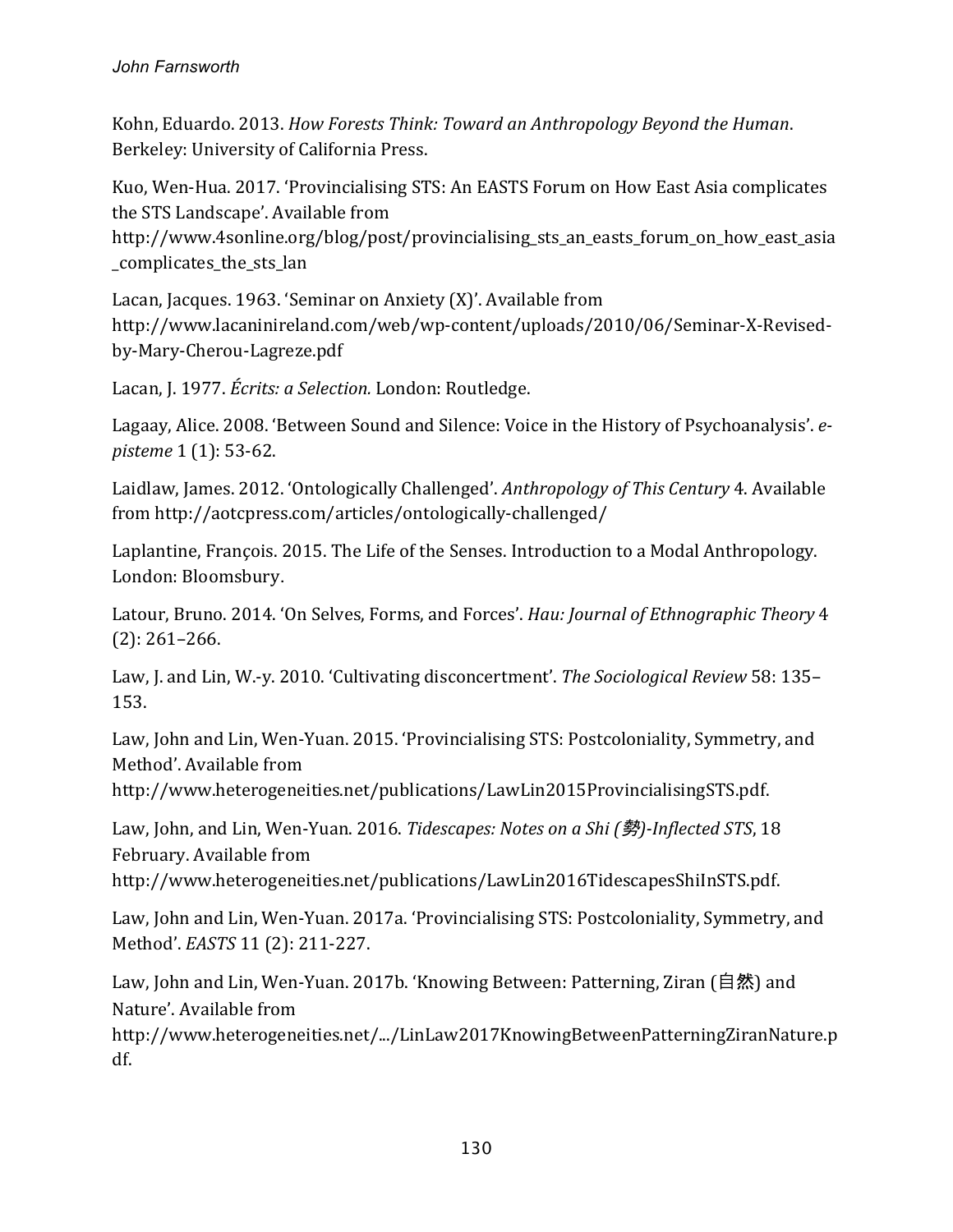Kohn, Eduardo. 2013. *How Forests Think: Toward an Anthropology Beyond the Human*. Berkeley: University of California Press.

Kuo, Wen-Hua. 2017. 'Provincialising STS: An EASTS Forum on How East Asia complicates the STS Landscape'. Available from http://www.4sonline.org/blog/post/provincialising_sts_an_easts_forum_on_how_east_asia_complicates_the_sts_lan

Lacan, Jacques. 1963. 'Seminar on Anxiety (X)'. Available from http://www.lacaninireland.com/web/wp-content/uploads/2010/06/Seminar-X-Revised-by-Mary-Cherou-Lagreze.pdf

Lacan, J. 1977. *Écrits: a Selection.* London: Routledge.

Lagaay, Alice. 2008. 'Between Sound and Silence: Voice in the History of Psychoanalysis'. *e-pisteme* 1 (1): 53-62.

Laidlaw, James. 2012. 'Ontologically Challenged'. *Anthropology of This Century* 4. Available from http://aotcpress.com/articles/ontologically-challenged/

Laplantine, François. 2015. The Life of the Senses. Introduction to a Modal Anthropology. London: Bloomsbury.

Latour, Bruno. 2014. 'On Selves, Forms, and Forces'. *Hau: Journal of Ethnographic Theory* 4 (2): 261–266.

Law, J. and Lin, W.-y. 2010. 'Cultivating disconcertment'. *The Sociological Review* 58: 135–153.

Law, John and Lin, Wen-Yuan. 2015. 'Provincialising STS: Postcoloniality, Symmetry, and Method'. Available from http://www.heterogeneities.net/publications/LawLin2015ProvincialisingSTS.pdf.

Law, John, and Lin, Wen-Yuan. 2016. *Tidescapes: Notes on a Shi (勢)-Inflected STS*, 18 February. Available from http://www.heterogeneities.net/publications/LawLin2016TidescapesShiInSTS.pdf.

Law, John and Lin, Wen-Yuan. 2017a. 'Provincialising STS: Postcoloniality, Symmetry, and Method'. *EASTS* 11 (2): 211-227.

Law, John and Lin, Wen-Yuan. 2017b. 'Knowing Between: Patterning, Ziran (自然) and Nature'. Available from http://www.heterogeneities.net/.../LinLaw2017KnowingBetweenPatterningZiranNature.pdf.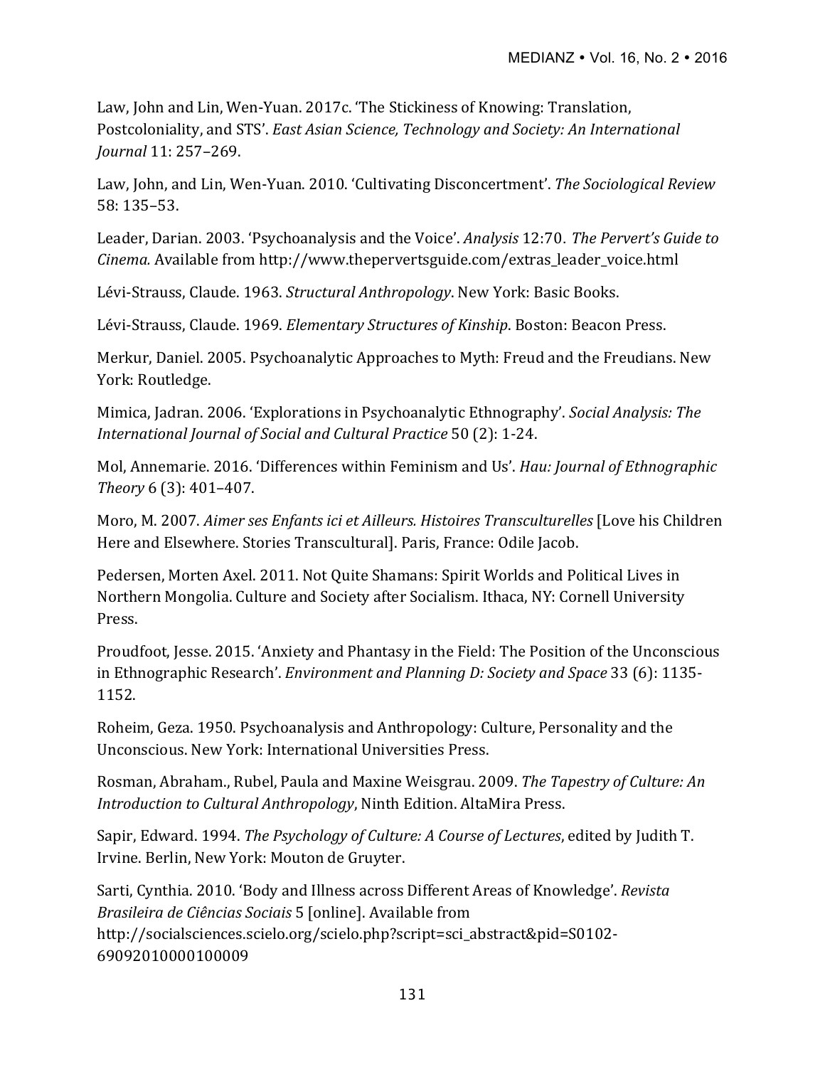Law, John and Lin, Wen-Yuan. 2017c. 'The Stickiness of Knowing: Translation, Postcoloniality, and STS'. *East Asian Science, Technology and Society: An International Journal* 11: 257–269.

Law, John, and Lin, Wen-Yuan. 2010. 'Cultivating Disconcertment'. *The Sociological Review* 58: 135–53.

Leader, Darian. 2003. 'Psychoanalysis and the Voice'. *Analysis* 12:70. *The Pervert's Guide to Cinema.* Available from http://www.theperverts­guide.com/extras_leader_voice.html

Lévi-Strauss, Claude. 1963. *Structural Anthropology*. New York: Basic Books.

Lévi-Strauss, Claude. 1969. *Elementary Structures of Kinship*. Boston: Beacon Press.

Merkur, Daniel. 2005. Psychoanalytic Approaches to Myth: Freud and the Freudians. New York: Routledge.

Mimica, Jadran. 2006. 'Explorations in Psychoanalytic Ethnography'. *Social Analysis: The International Journal of Social and Cultural Practice* 50 (2): 1-24.

Mol, Annemarie. 2016. 'Differences within Feminism and Us'. *Hau: Journal of Ethnographic Theory* 6 (3): 401–407.

Moro, M. 2007. *Aimer ses Enfants ici et Ailleurs. Histoires Transculturelles* [Love his Children Here and Elsewhere. Stories Transcultural]. Paris, France: Odile Jacob.

Pedersen, Morten Axel. 2011. Not Quite Shamans: Spirit Worlds and Political Lives in Northern Mongolia. Culture and Society after Socialism. Ithaca, NY: Cornell University Press.

Proudfoot, Jesse. 2015. 'Anxiety and Phantasy in the Field: The Position of the Unconscious in Ethnographic Research'. *Environment and Planning D: Society and Space* 33 (6): 1135-1152.

Roheim, Geza. 1950. Psychoanalysis and Anthropology: Culture, Personality and the Unconscious. New York: International Universities Press.

Rosman, Abraham., Rubel, Paula and Maxine Weisgrau. 2009. *The Tapestry of Culture: An Introduction to Cultural Anthropology*, Ninth Edition. AltaMira Press.

Sapir, Edward. 1994. *The Psychology of Culture: A Course of Lectures*, edited by Judith T. Irvine. Berlin, New York: Mouton de Gruyter.

Sarti, Cynthia. 2010. 'Body and Illness across Different Areas of Knowledge'. *Revista Brasileira de Ciências Sociais* 5 [online]. Available from http://socialsciences.scielo.org/scielo.php?script=sci_abstract&pid=S0102-69092010000100009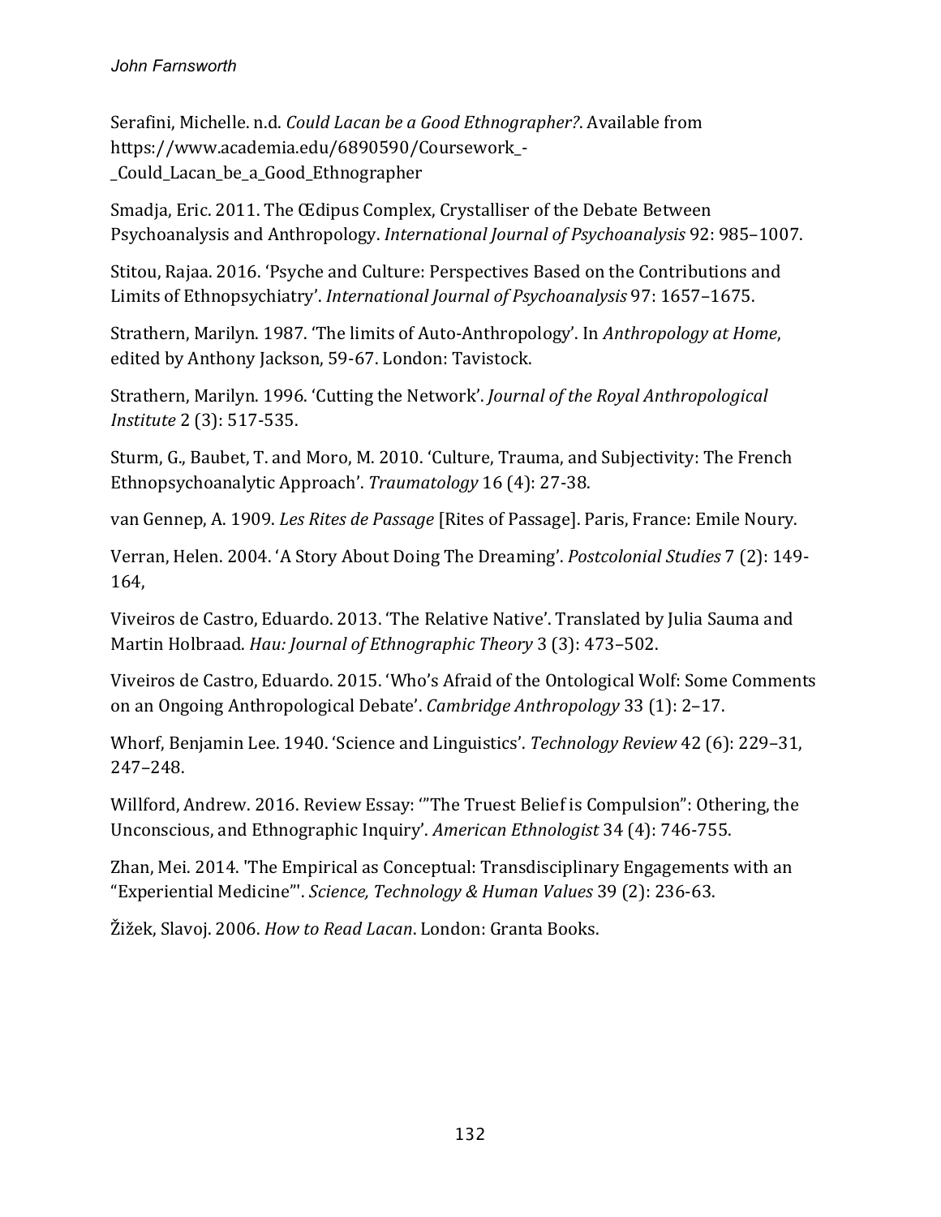Serafini, Michelle. n.d. *Could Lacan be a Good Ethnographer?*. Available from https://www.academia.edu/6890590/Coursework_-_Could_Lacan_be_a_Good_Ethnographer

Smadja, Eric. 2011. The Œdipus Complex, Crystalliser of the Debate Between Psychoanalysis and Anthropology. *International Journal of Psychoanalysis* 92: 985–1007.

Stitou, Rajaa. 2016. 'Psyche and Culture: Perspectives Based on the Contributions and Limits of Ethnopsychiatry'. *International Journal of Psychoanalysis* 97: 1657–1675.

Strathern, Marilyn. 1987. 'The limits of Auto-Anthropology'. In *Anthropology at Home*, edited by Anthony Jackson, 59-67. London: Tavistock.

Strathern, Marilyn. 1996. 'Cutting the Network'. *Journal of the Royal Anthropological Institute* 2 (3): 517-535.

Sturm, G., Baubet, T. and Moro, M. 2010. 'Culture, Trauma, and Subjectivity: The French Ethnopsychoanalytic Approach'. *Traumatology* 16 (4): 27-38.

van Gennep, A. 1909. *Les Rites de Passage* [Rites of Passage]. Paris, France: Emile Noury.

Verran, Helen. 2004. 'A Story About Doing The Dreaming'. *Postcolonial Studies* 7 (2): 149-164,

Viveiros de Castro, Eduardo. 2013. 'The Relative Native'. Translated by Julia Sauma and Martin Holbraad. *Hau: Journal of Ethnographic Theory* 3 (3): 473–502.

Viveiros de Castro, Eduardo. 2015. 'Who's Afraid of the Ontological Wolf: Some Comments on an Ongoing Anthropological Debate'. *Cambridge Anthropology* 33 (1): 2–17.

Whorf, Benjamin Lee. 1940. 'Science and Linguistics'. *Technology Review* 42 (6): 229–31, 247–248.

Willford, Andrew. 2016. Review Essay: '"The Truest Belief is Compulsion": Othering, the Unconscious, and Ethnographic Inquiry'. *American Ethnologist* 34 (4): 746-755.

Zhan, Mei. 2014. 'The Empirical as Conceptual: Transdisciplinary Engagements with an "Experiential Medicine"'. *Science, Technology & Human Values* 39 (2): 236-63.

Žižek, Slavoj. 2006. *How to Read Lacan*. London: Granta Books.